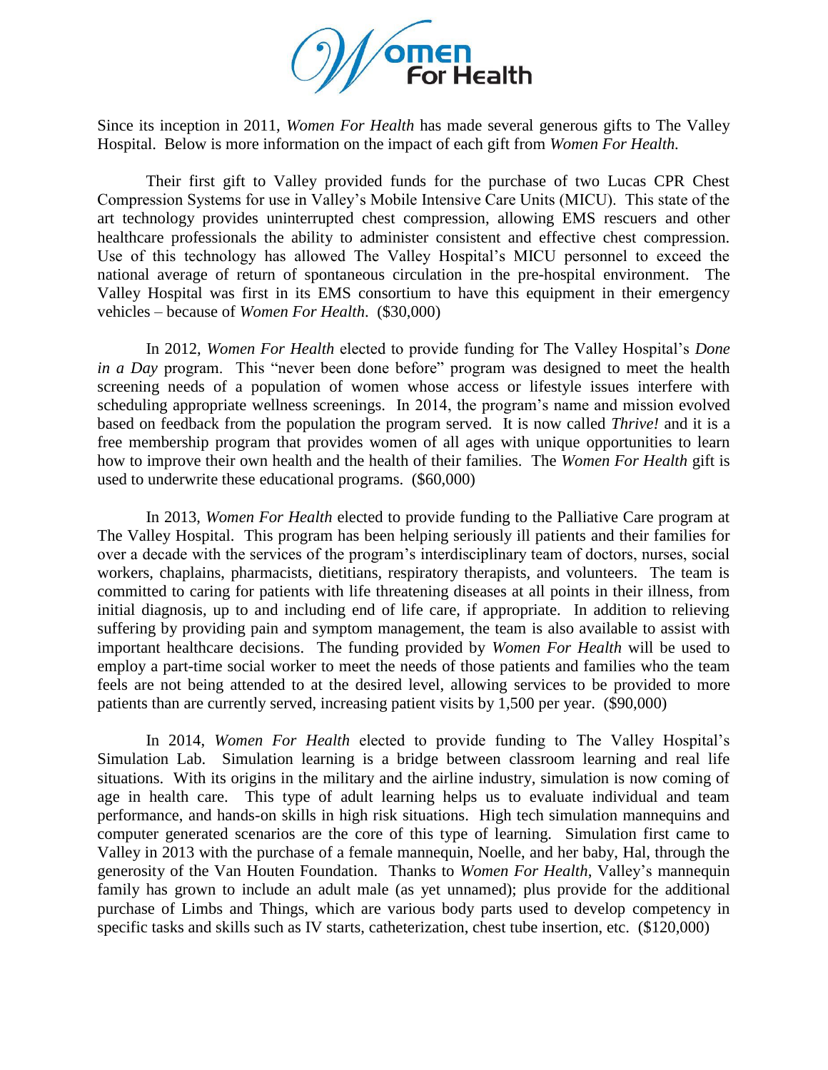# *Women For Health*

Since its inception in 2011, *Women For Health* has made several generous gifts to The Valley Hospital. Below is more information on the impact of each gift from *Women For Health.*

Their first gift to Valley provided funds for the purchase of two Lucas CPR Chest Compression Systems for use in Valley's Mobile Intensive Care Units (MICU). This state of the art technology provides uninterrupted chest compression, allowing EMS rescuers and other healthcare professionals the ability to administer consistent and effective chest compression. Use of this technology has allowed The Valley Hospital's MICU personnel to exceed the national average of return of spontaneous circulation in the pre-hospital environment. The Valley Hospital was first in its EMS consortium to have this equipment in their emergency vehicles – because of *Women For Health*. ($30,000)

In 2012, *Women For Health* elected to provide funding for The Valley Hospital's *Done in a Day* program. This "never been done before" program was designed to meet the health screening needs of a population of women whose access or lifestyle issues interfere with scheduling appropriate wellness screenings. In 2014, the program's name and mission evolved based on feedback from the population the program served. It is now called *Thrive!* and it is a free membership program that provides women of all ages with unique opportunities to learn how to improve their own health and the health of their families. The *Women For Health* gift is used to underwrite these educational programs. ($60,000)

In 2013, *Women For Health* elected to provide funding to the Palliative Care program at The Valley Hospital. This program has been helping seriously ill patients and their families for over a decade with the services of the program's interdisciplinary team of doctors, nurses, social workers, chaplains, pharmacists, dietitians, respiratory therapists, and volunteers. The team is committed to caring for patients with life threatening diseases at all points in their illness, from initial diagnosis, up to and including end of life care, if appropriate. In addition to relieving suffering by providing pain and symptom management, the team is also available to assist with important healthcare decisions. The funding provided by *Women For Health* will be used to employ a part-time social worker to meet the needs of those patients and families who the team feels are not being attended to at the desired level, allowing services to be provided to more patients than are currently served, increasing patient visits by 1,500 per year. ($90,000)

In 2014, *Women For Health* elected to provide funding to The Valley Hospital's Simulation Lab. Simulation learning is a bridge between classroom learning and real life situations. With its origins in the military and the airline industry, simulation is now coming of age in health care. This type of adult learning helps us to evaluate individual and team performance, and hands-on skills in high risk situations. High tech simulation mannequins and computer generated scenarios are the core of this type of learning. Simulation first came to Valley in 2013 with the purchase of a female mannequin, Noelle, and her baby, Hal, through the generosity of the Van Houten Foundation. Thanks to *Women For Health*, Valley's mannequin family has grown to include an adult male (as yet unnamed); plus provide for the additional purchase of Limbs and Things, which are various body parts used to develop competency in specific tasks and skills such as IV starts, catheterization, chest tube insertion, etc. ($120,000)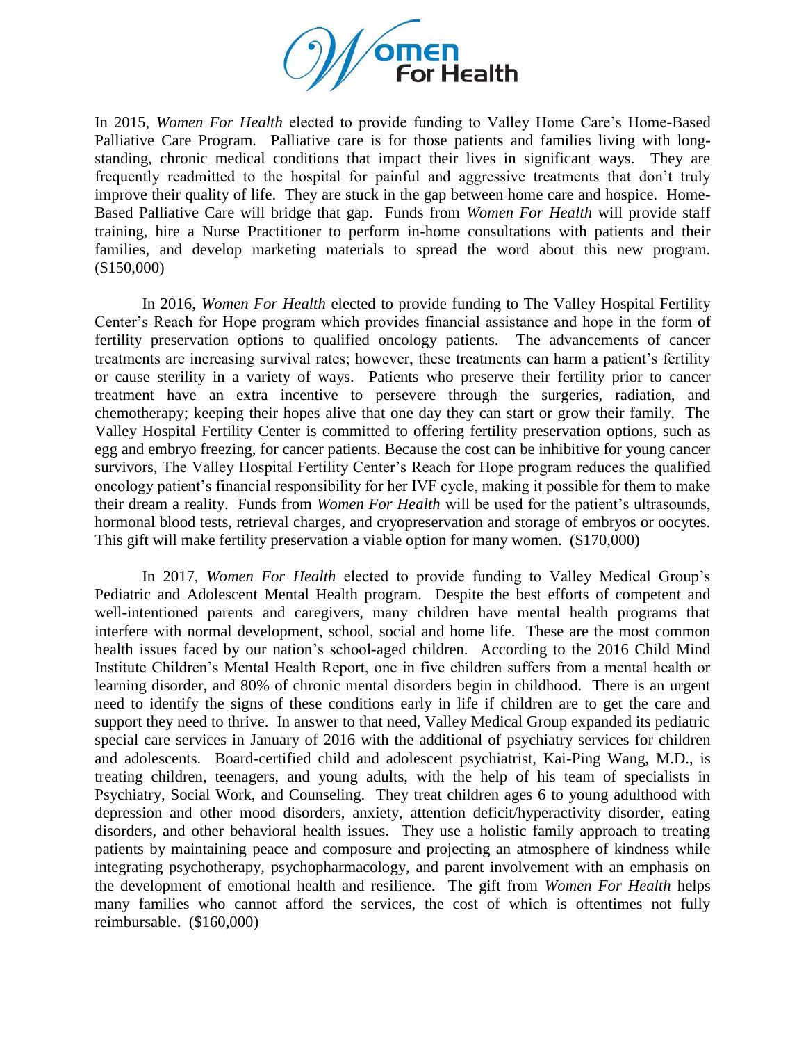In 2015, *Women For Health* elected to provide funding to Valley Home Care's Home-Based Palliative Care Program. Palliative care is for those patients and families living with long-standing, chronic medical conditions that impact their lives in significant ways. They are frequently readmitted to the hospital for painful and aggressive treatments that don't truly improve their quality of life. They are stuck in the gap between home care and hospice. Home-Based Palliative Care will bridge that gap. Funds from *Women For Health* will provide staff training, hire a Nurse Practitioner to perform in-home consultations with patients and their families, and develop marketing materials to spread the word about this new program. ($150,000)

In 2016, *Women For Health* elected to provide funding to The Valley Hospital Fertility Center's Reach for Hope program which provides financial assistance and hope in the form of fertility preservation options to qualified oncology patients. The advancements of cancer treatments are increasing survival rates; however, these treatments can harm a patient's fertility or cause sterility in a variety of ways. Patients who preserve their fertility prior to cancer treatment have an extra incentive to persevere through the surgeries, radiation, and chemotherapy; keeping their hopes alive that one day they can start or grow their family. The Valley Hospital Fertility Center is committed to offering fertility preservation options, such as egg and embryo freezing, for cancer patients. Because the cost can be inhibitive for young cancer survivors, The Valley Hospital Fertility Center's Reach for Hope program reduces the qualified oncology patient's financial responsibility for her IVF cycle, making it possible for them to make their dream a reality. Funds from *Women For Health* will be used for the patient's ultrasounds, hormonal blood tests, retrieval charges, and cryopreservation and storage of embryos or oocytes. This gift will make fertility preservation a viable option for many women. ($170,000)

In 2017, *Women For Health* elected to provide funding to Valley Medical Group's Pediatric and Adolescent Mental Health program. Despite the best efforts of competent and well-intentioned parents and caregivers, many children have mental health programs that interfere with normal development, school, social and home life. These are the most common health issues faced by our nation's school-aged children. According to the 2016 Child Mind Institute Children's Mental Health Report, one in five children suffers from a mental health or learning disorder, and 80% of chronic mental disorders begin in childhood. There is an urgent need to identify the signs of these conditions early in life if children are to get the care and support they need to thrive. In answer to that need, Valley Medical Group expanded its pediatric special care services in January of 2016 with the additional of psychiatry services for children and adolescents. Board-certified child and adolescent psychiatrist, Kai-Ping Wang, M.D., is treating children, teenagers, and young adults, with the help of his team of specialists in Psychiatry, Social Work, and Counseling. They treat children ages 6 to young adulthood with depression and other mood disorders, anxiety, attention deficit/hyperactivity disorder, eating disorders, and other behavioral health issues. They use a holistic family approach to treating patients by maintaining peace and composure and projecting an atmosphere of kindness while integrating psychotherapy, psychopharmacology, and parent involvement with an emphasis on the development of emotional health and resilience. The gift from *Women For Health* helps many families who cannot afford the services, the cost of which is oftentimes not fully reimbursable. ($160,000)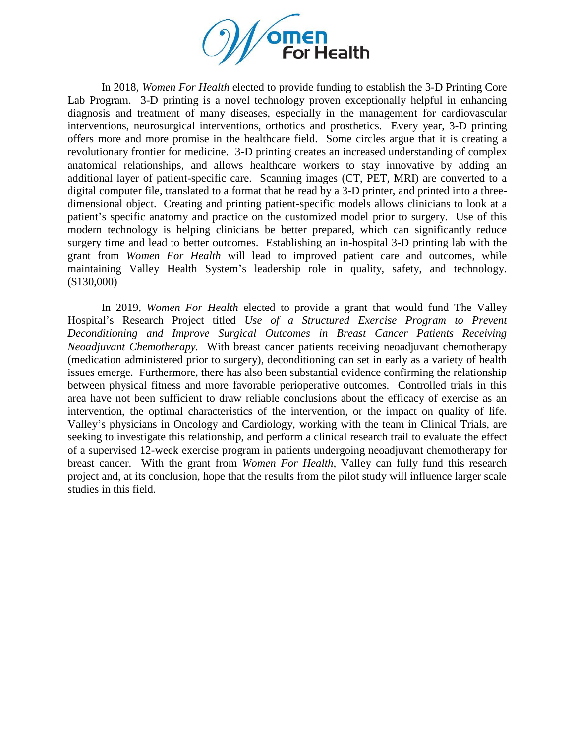In 2018, *Women For Health* elected to provide funding to establish the 3-D Printing Core Lab Program. 3-D printing is a novel technology proven exceptionally helpful in enhancing diagnosis and treatment of many diseases, especially in the management for cardiovascular interventions, neurosurgical interventions, orthotics and prosthetics. Every year, 3-D printing offers more and more promise in the healthcare field. Some circles argue that it is creating a revolutionary frontier for medicine. 3-D printing creates an increased understanding of complex anatomical relationships, and allows healthcare workers to stay innovative by adding an additional layer of patient-specific care. Scanning images (CT, PET, MRI) are converted to a digital computer file, translated to a format that be read by a 3-D printer, and printed into a three-dimensional object. Creating and printing patient-specific models allows clinicians to look at a patient's specific anatomy and practice on the customized model prior to surgery. Use of this modern technology is helping clinicians be better prepared, which can significantly reduce surgery time and lead to better outcomes. Establishing an in-hospital 3-D printing lab with the grant from *Women For Health* will lead to improved patient care and outcomes, while maintaining Valley Health System's leadership role in quality, safety, and technology. ($130,000)

In 2019, *Women For Health* elected to provide a grant that would fund The Valley Hospital's Research Project titled *Use of a Structured Exercise Program to Prevent Deconditioning and Improve Surgical Outcomes in Breast Cancer Patients Receiving Neoadjuvant Chemotherapy.* With breast cancer patients receiving neoadjuvant chemotherapy (medication administered prior to surgery), deconditioning can set in early as a variety of health issues emerge. Furthermore, there has also been substantial evidence confirming the relationship between physical fitness and more favorable perioperative outcomes. Controlled trials in this area have not been sufficient to draw reliable conclusions about the efficacy of exercise as an intervention, the optimal characteristics of the intervention, or the impact on quality of life. Valley's physicians in Oncology and Cardiology, working with the team in Clinical Trials, are seeking to investigate this relationship, and perform a clinical research trail to evaluate the effect of a supervised 12-week exercise program in patients undergoing neoadjuvant chemotherapy for breast cancer. With the grant from *Women For Health*, Valley can fully fund this research project and, at its conclusion, hope that the results from the pilot study will influence larger scale studies in this field.